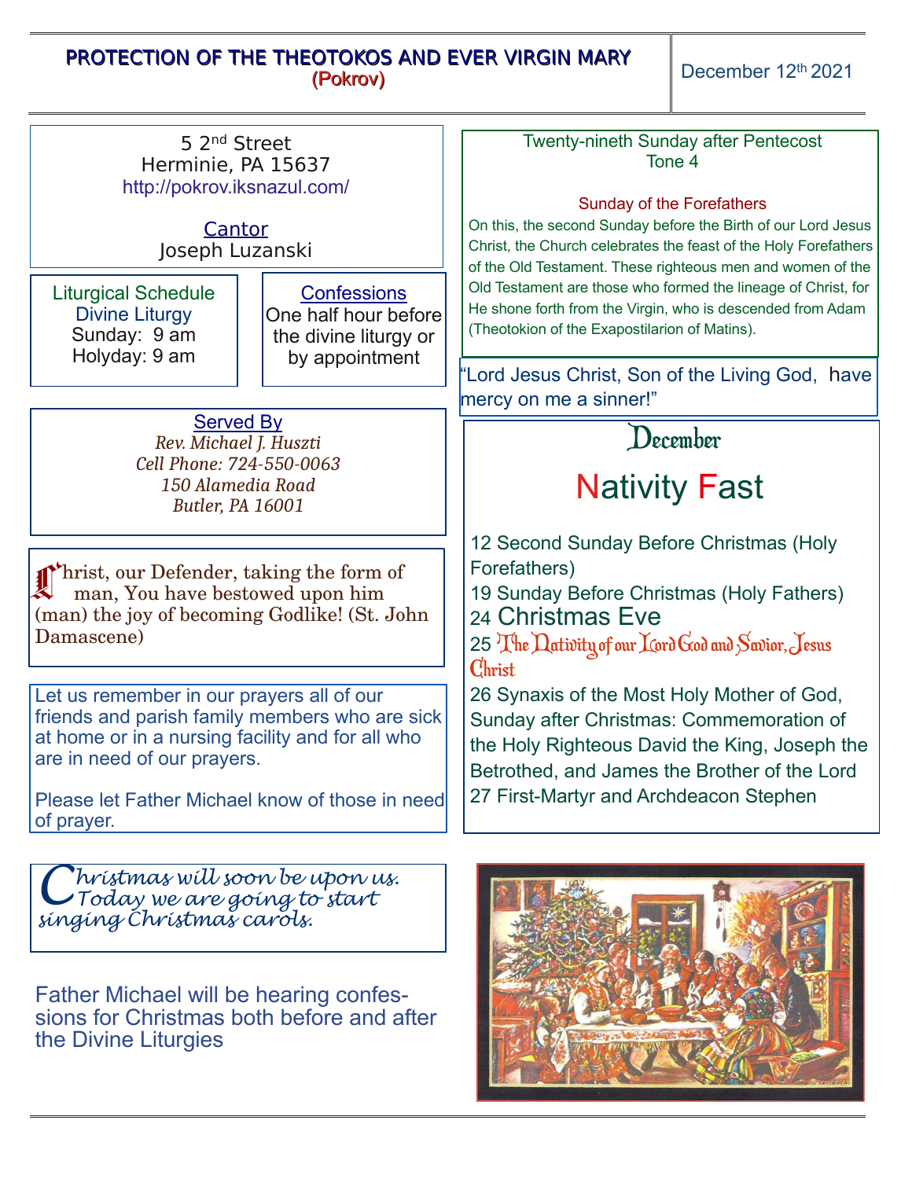# PROTECTION OF THE THEOTOKOS AND EVER VIRGIN MARY
## (Pokrov)

December 12th 2021

5 2nd Street
Herminie, PA 15637
http://pokrov.iksnazul.com/

Cantor
Joseph Luzanski

**Liturgical Schedule**
Divine Liturgy
Sunday: 9 am
Holyday: 9 am

**Confessions**
One half hour before the divine liturgy or by appointment

**Served By**
*Rev. Michael J. Huszti*
*Cell Phone: 724-550-0063*
*150 Alamedia Road*
*Butler, PA 16001*

Christ, our Defender, taking the form of man, You have bestowed upon him (man) the joy of becoming Godlike! (St. John Damascene)

Let us remember in our prayers all of our friends and parish family members who are sick at home or in a nursing facility and for all who are in need of our prayers.

Please let Father Michael know of those in need of prayer.

*Christmas will soon be upon us. Today we are going to start singing Christmas carols.*

Father Michael will be hearing confessions for Christmas both before and after the Divine Liturgies

Twenty-nineth Sunday after Pentecost
Tone 4

**Sunday of the Forefathers**
On this, the second Sunday before the Birth of our Lord Jesus Christ, the Church celebrates the feast of the Holy Forefathers of the Old Testament. These righteous men and women of the Old Testament are those who formed the lineage of Christ, for He shone forth from the Virgin, who is descended from Adam (Theotokion of the Exapostilarion of Matins).

"Lord Jesus Christ, Son of the Living God, have mercy on me a sinner!"

## December
## Nativity Fast

12 Second Sunday Before Christmas (Holy Forefathers)
19 Sunday Before Christmas (Holy Fathers)
24 Christmas Eve
25 The Nativity of our Lord God and Savior, Jesus Christ
26 Synaxis of the Most Holy Mother of God, Sunday after Christmas: Commemoration of the Holy Righteous David the King, Joseph the Betrothed, and James the Brother of the Lord
27 First-Martyr and Archdeacon Stephen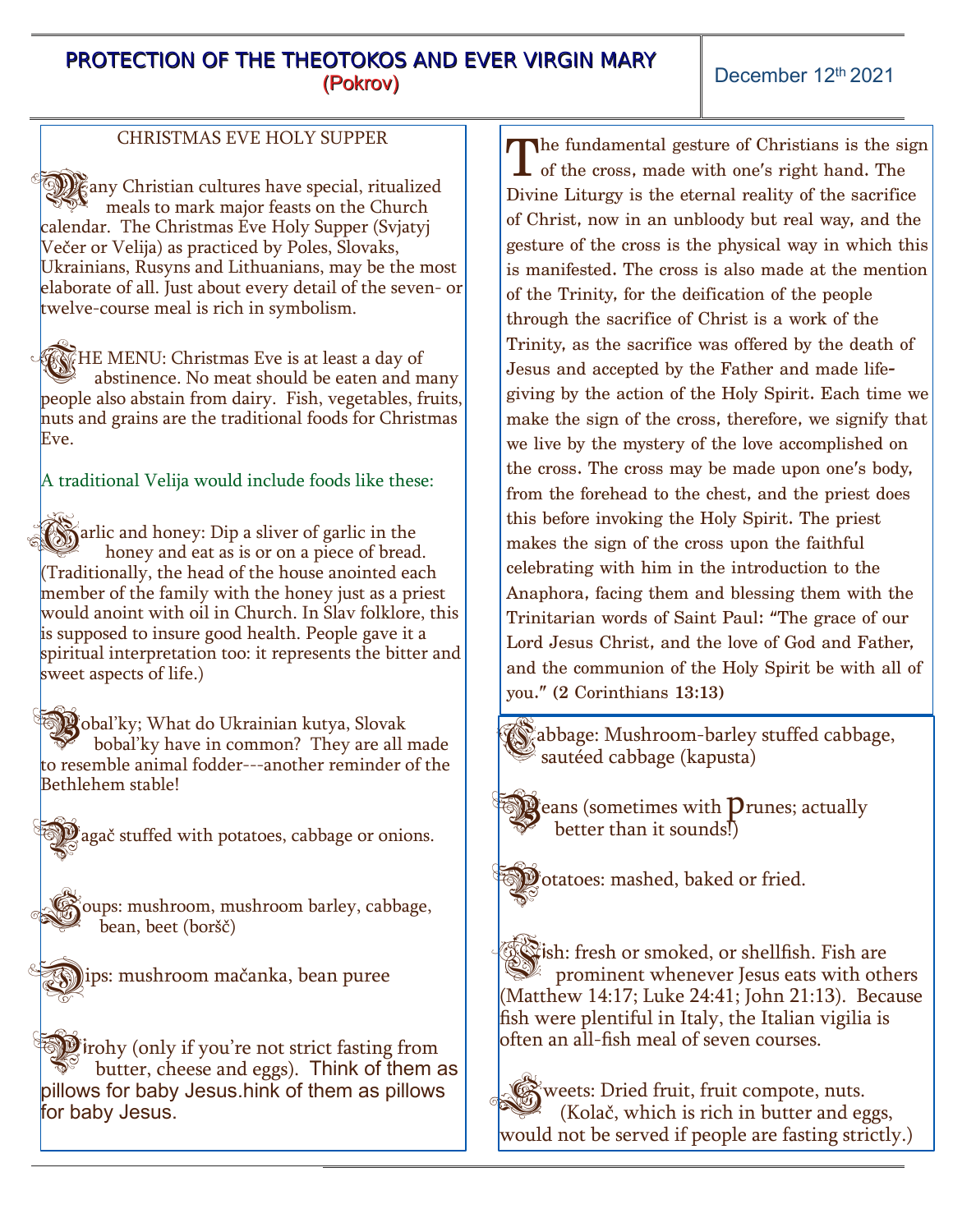# PROTECTION OF THE THEOTOKOS AND EVER VIRGIN MARY
## (Pokrov)

December 12th 2021

### CHRISTMAS EVE HOLY SUPPER

Many Christian cultures have special, ritualized meals to mark major feasts on the Church calendar. The Christmas Eve Holy Supper (Svjatyj Večer or Velija) as practiced by Poles, Slovaks, Ukrainians, Rusyns and Lithuanians, may be the most elaborate of all. Just about every detail of the seven- or twelve-course meal is rich in symbolism.

THE MENU: Christmas Eve is at least a day of abstinence. No meat should be eaten and many people also abstain from dairy. Fish, vegetables, fruits, nuts and grains are the traditional foods for Christmas Eve.

A traditional Velija would include foods like these:

Garlic and honey: Dip a sliver of garlic in the honey and eat as is or on a piece of bread. (Traditionally, the head of the house anointed each member of the family with the honey just as a priest would anoint with oil in Church. In Slav folklore, this is supposed to insure good health. People gave it a spiritual interpretation too: it represents the bitter and sweet aspects of life.)

Bobal'ky; What do Ukrainian kutya, Slovak bobal'ky have in common? They are all made to resemble animal fodder---another reminder of the Bethlehem stable!

Pagač stuffed with potatoes, cabbage or onions.

Soups: mushroom, mushroom barley, cabbage, bean, beet (boršč)

Dips: mushroom mačanka, bean puree

Pirohy (only if you're not strict fasting from butter, cheese and eggs). Think of them as pillows for baby Jesus.hink of them as pillows for baby Jesus.

The fundamental gesture of Christians is the sign of the cross, made with one's right hand. The Divine Liturgy is the eternal reality of the sacrifice of Christ, now in an unbloody but real way, and the gesture of the cross is the physical way in which this is manifested. The cross is also made at the mention of the Trinity, for the deification of the people through the sacrifice of Christ is a work of the Trinity, as the sacrifice was offered by the death of Jesus and accepted by the Father and made life-giving by the action of the Holy Spirit. Each time we make the sign of the cross, therefore, we signify that we live by the mystery of the love accomplished on the cross. The cross may be made upon one's body, from the forehead to the chest, and the priest does this before invoking the Holy Spirit. The priest makes the sign of the cross upon the faithful celebrating with him in the introduction to the Anaphora, facing them and blessing them with the Trinitarian words of Saint Paul: "The grace of our Lord Jesus Christ, and the love of God and Father, and the communion of the Holy Spirit be with all of you." (2 Corinthians 13:13)

Cabbage: Mushroom-barley stuffed cabbage, sautéed cabbage (kapusta)

Beans (sometimes with Prunes; actually better than it sounds!)

Potatoes: mashed, baked or fried.

Fish: fresh or smoked, or shellfish. Fish are prominent whenever Jesus eats with others (Matthew 14:17; Luke 24:41; John 21:13). Because fish were plentiful in Italy, the Italian vigilia is often an all-fish meal of seven courses.

Sweets: Dried fruit, fruit compote, nuts. (Kolač, which is rich in butter and eggs, would not be served if people are fasting strictly.)